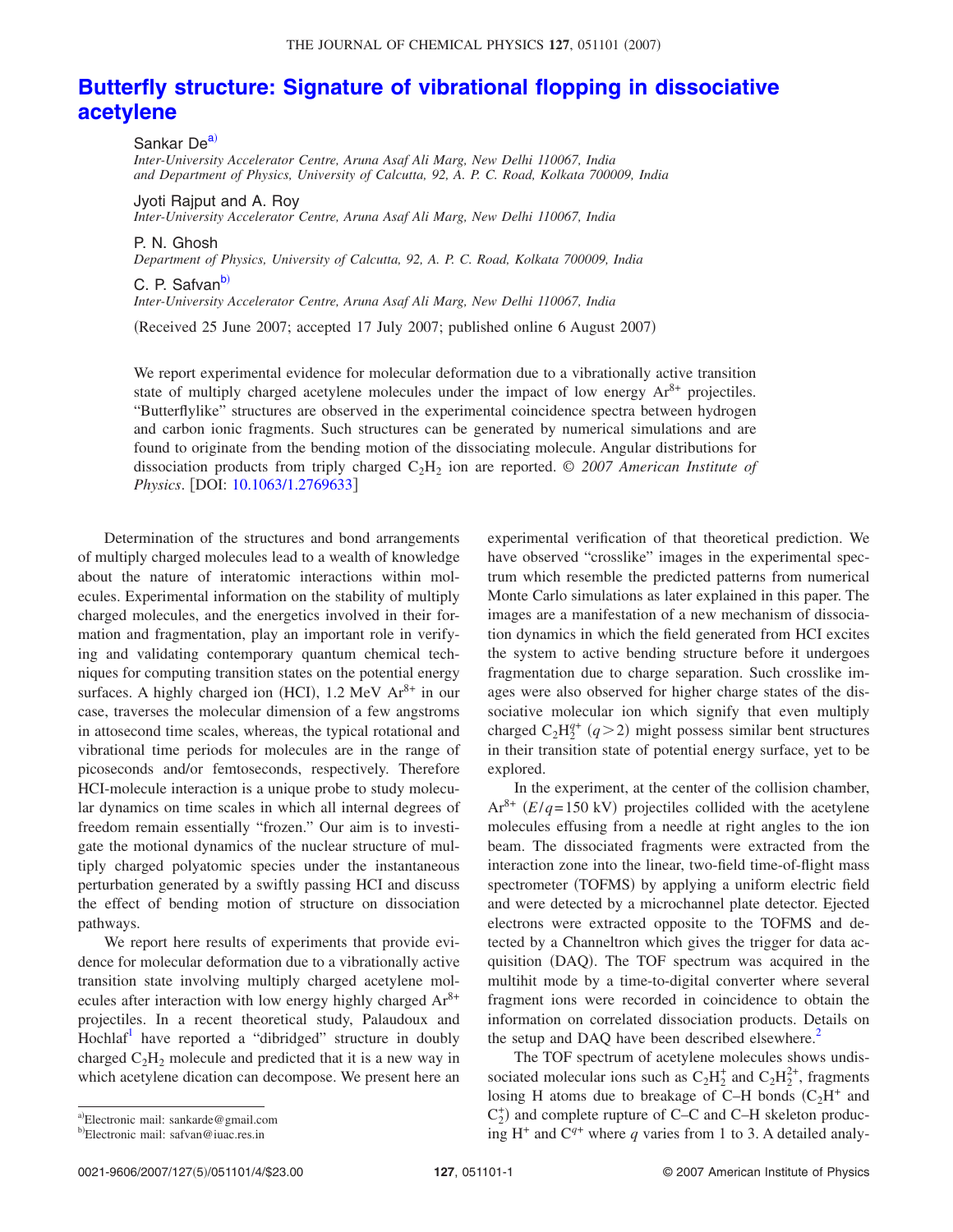// # Butterfly structure: Signature of vibrational flopping in dissociative acetylene

Sankar De[a)]
*Inter-University Accelerator Centre, Aruna Asaf Ali Marg, New Delhi 110067, India and Department of Physics, University of Calcutta, 92, A. P. C. Road, Kolkata 700009, India*

Jyoti Rajput and A. Roy
*Inter-University Accelerator Centre, Aruna Asaf Ali Marg, New Delhi 110067, India*

P. N. Ghosh
*Department of Physics, University of Calcutta, 92, A. P. C. Road, Kolkata 700009, India*

C. P. Safvan[b)]
*Inter-University Accelerator Centre, Aruna Asaf Ali Marg, New Delhi 110067, India*

(Received 25 June 2007; accepted 17 July 2007; published online 6 August 2007)

We report experimental evidence for molecular deformation due to a vibrationally active transition state of multiply charged acetylene molecules under the impact of low energy $Ar^{8+}$ projectiles. "Butterflylike" structures are observed in the experimental coincidence spectra between hydrogen and carbon ionic fragments. Such structures can be generated by numerical simulations and are found to originate from the bending motion of the dissociating molecule. Angular distributions for dissociation products from triply charged $C_2H_2$ ion are reported. © *2007 American Institute of Physics*. [DOI: 10.1063/1.2769633]

Determination of the structures and bond arrangements of multiply charged molecules lead to a wealth of knowledge about the nature of interatomic interactions within molecules. Experimental information on the stability of multiply charged molecules, and the energetics involved in their formation and fragmentation, play an important role in verifying and validating contemporary quantum chemical techniques for computing transition states on the potential energy surfaces. A highly charged ion (HCI), 1.2 MeV $Ar^{8+}$ in our case, traverses the molecular dimension of a few angstroms in attosecond time scales, whereas, the typical rotational and vibrational time periods for molecules are in the range of picoseconds and/or femtoseconds, respectively. Therefore HCI-molecule interaction is a unique probe to study molecular dynamics on time scales in which all internal degrees of freedom remain essentially "frozen." Our aim is to investigate the motional dynamics of the nuclear structure of multiply charged polyatomic species under the instantaneous perturbation generated by a swiftly passing HCI and discuss the effect of bending motion of structure on dissociation pathways.

We report here results of experiments that provide evidence for molecular deformation due to a vibrationally active transition state involving multiply charged acetylene molecules after interaction with low energy highly charged $Ar^{8+}$ projectiles. In a recent theoretical study, Palaudoux and Hochlaf[1] have reported a "dibridged" structure in doubly charged $C_2H_2$ molecule and predicted that it is a new way in which acetylene dication can decompose. We present here an experimental verification of that theoretical prediction. We have observed "crosslike" images in the experimental spectrum which resemble the predicted patterns from numerical Monte Carlo simulations as later explained in this paper. The images are a manifestation of a new mechanism of dissociation dynamics in which the field generated from HCI excites the system to active bending structure before it undergoes fragmentation due to charge separation. Such crosslike images were also observed for higher charge states of the dissociative molecular ion which signify that even multiply charged $C_2H_2^{q+}$ $(q>2)$ might possess similar bent structures in their transition state of potential energy surface, yet to be explored.

In the experiment, at the center of the collision chamber, $Ar^{8+}$ $(E/q=150\ \text{kV})$ projectiles collided with the acetylene molecules effusing from a needle at right angles to the ion beam. The dissociated fragments were extracted from the interaction zone into the linear, two-field time-of-flight mass spectrometer (TOFMS) by applying a uniform electric field and were detected by a microchannel plate detector. Ejected electrons were extracted opposite to the TOFMS and detected by a Channeltron which gives the trigger for data acquisition (DAQ). The TOF spectrum was acquired in the multihit mode by a time-to-digital converter where several fragment ions were recorded in coincidence to obtain the information on correlated dissociation products. Details on the setup and DAQ have been described elsewhere.[2]

The TOF spectrum of acetylene molecules shows undissociated molecular ions such as $C_2H_2^+$ and $C_2H_2^{2+}$, fragments losing H atoms due to breakage of C–H bonds ($C_2H^+$ and $C_2^+$) and complete rupture of C–C and C–H skeleton producing $H^+$ and $C^{q+}$ where $q$ varies from 1 to 3. A detailed analy-

---

[a)]Electronic mail: sankarde@gmail.com
[b)]Electronic mail: safvan@iuac.res.in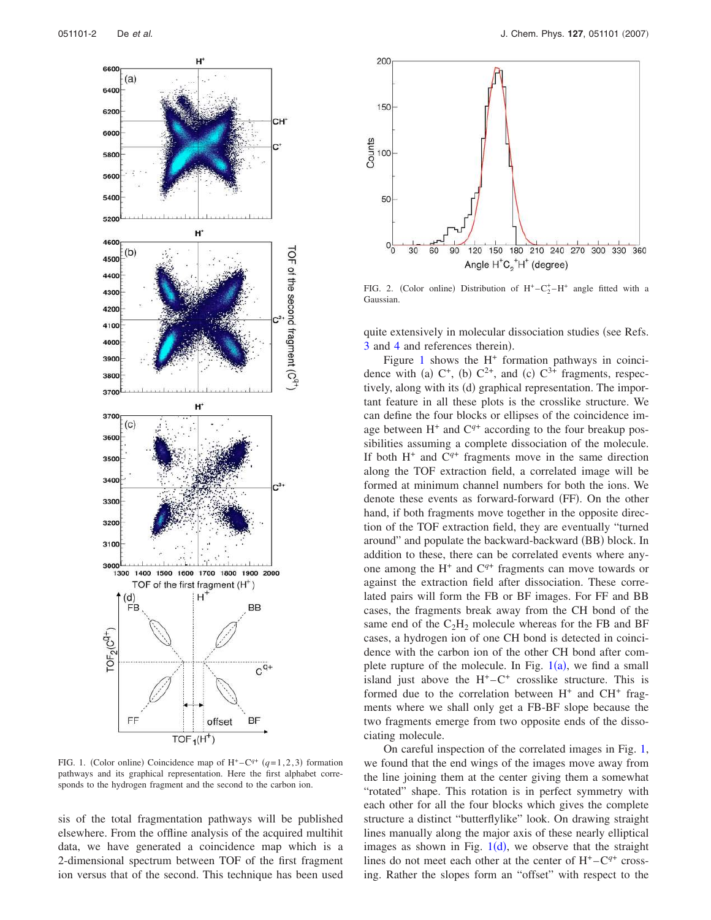FIG. 1. (Color online) Coincidence map of $H^+$–$C^{q+}$ ($q$=1,2,3) formation pathways and its graphical representation. Here the first alphabet corresponds to the hydrogen fragment and the second to the carbon ion.

sis of the total fragmentation pathways will be published elsewhere. From the offline analysis of the acquired multihit data, we have generated a coincidence map which is a 2-dimensional spectrum between TOF of the first fragment ion versus that of the second. This technique has been used quite extensively in molecular dissociation studies (see Refs. 3 and 4 and references therein).

FIG. 2. (Color online) Distribution of $H^+$–$C_2^+$–$H^+$ angle fitted with a Gaussian.

Figure 1 shows the $H^+$ formation pathways in coincidence with (a) $C^+$, (b) $C^{2+}$, and (c) $C^{3+}$ fragments, respectively, along with its (d) graphical representation. The important feature in all these plots is the crosslike structure. We can define the four blocks or ellipses of the coincidence image between $H^+$ and $C^{q+}$ according to the four breakup possibilities assuming a complete dissociation of the molecule. If both $H^+$ and $C^{q+}$ fragments move in the same direction along the TOF extraction field, a correlated image will be formed at minimum channel numbers for both the ions. We denote these events as forward-forward (FF). On the other hand, if both fragments move together in the opposite direction of the TOF extraction field, they are eventually "turned around" and populate the backward-backward (BB) block. In addition to these, there can be correlated events where anyone among the $H^+$ and $C^{q+}$ fragments can move towards or against the extraction field after dissociation. These correlated pairs will form the FB or BF images. For FF and BB cases, the fragments break away from the CH bond of the same end of the $C_2H_2$ molecule whereas for the FB and BF cases, a hydrogen ion of one CH bond is detected in coincidence with the carbon ion of the other CH bond after complete rupture of the molecule. In Fig. 1(a), we find a small island just above the $H^+$–$C^+$ crosslike structure. This is formed due to the correlation between $H^+$ and $CH^+$ fragments where we shall only get a FB-BF slope because the two fragments emerge from two opposite ends of the dissociating molecule.

On careful inspection of the correlated images in Fig. 1, we found that the end wings of the images move away from the line joining them at the center giving them a somewhat "rotated" shape. This rotation is in perfect symmetry with each other for all the four blocks which gives the complete structure a distinct "butterflylike" look. On drawing straight lines manually along the major axis of these nearly elliptical images as shown in Fig. 1(d), we observe that the straight lines do not meet each other at the center of $H^+$–$C^{q+}$ crossing. Rather the slopes form an "offset" with respect to the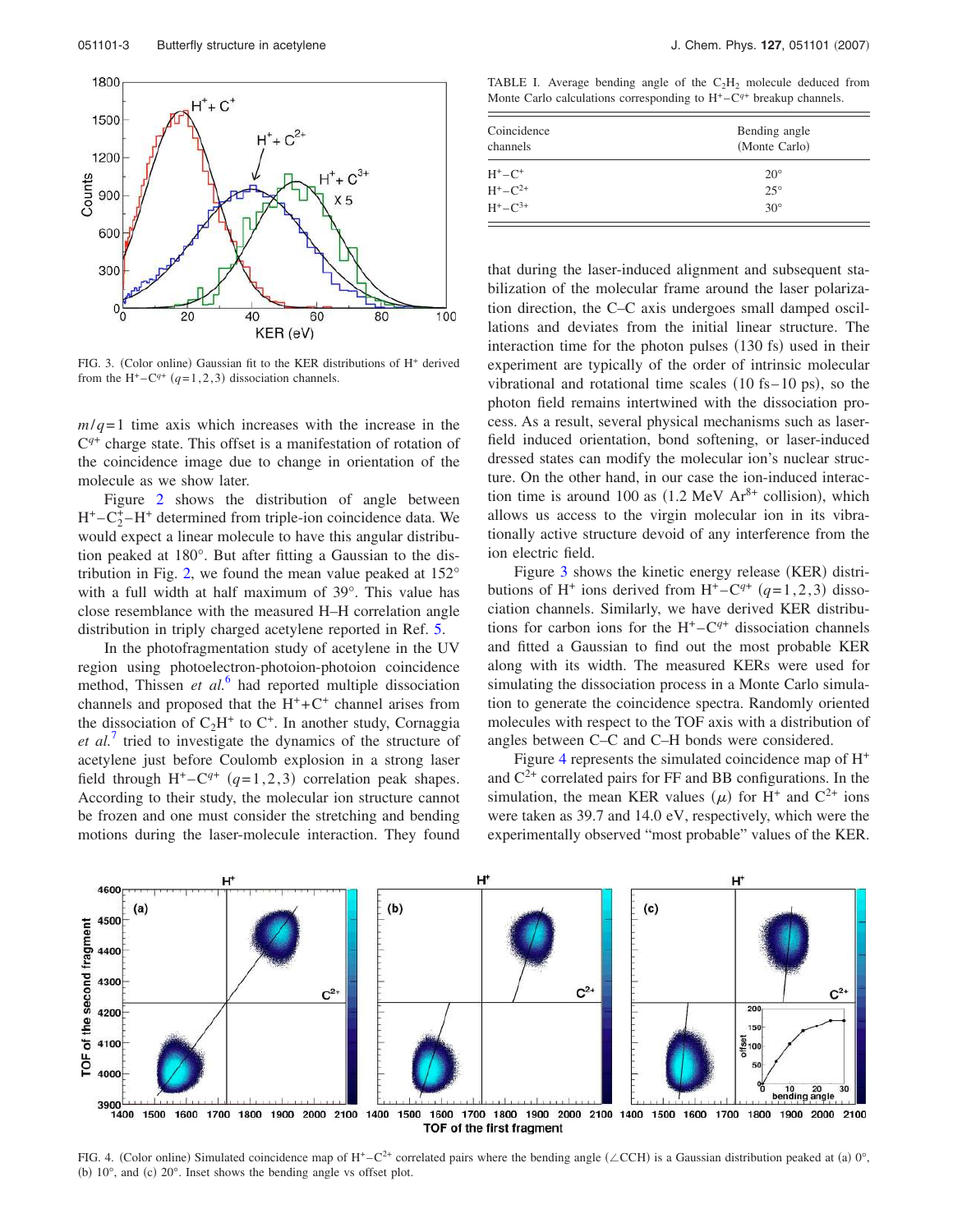FIG. 3. (Color online) Gaussian fit to the KER distributions of $H^+$ derived from the $H^+$–$C^{q+}$ ($q=1,2,3$) dissociation channels.

$m/q=1$ time axis which increases with the increase in the $C^{q+}$ charge state. This offset is a manifestation of rotation of the coincidence image due to change in orientation of the molecule as we show later.

Figure 2 shows the distribution of angle between $H^+$–$C_2^+$–$H^+$ determined from triple-ion coincidence data. We would expect a linear molecule to have this angular distribution peaked at 180°. But after fitting a Gaussian to the distribution in Fig. 2, we found the mean value peaked at 152° with a full width at half maximum of 39°. This value has close resemblance with the measured H–H correlation angle distribution in triply charged acetylene reported in Ref. 5.

In the photofragmentation study of acetylene in the UV region using photoelectron-photoion-photoion coincidence method, Thissen *et al.*[6] had reported multiple dissociation channels and proposed that the $H^++C^+$ channel arises from the dissociation of $C_2H^+$ to $C^+$. In another study, Cornaggia *et al.*[7] tried to investigate the dynamics of the structure of acetylene just before Coulomb explosion in a strong laser field through $H^+$–$C^{q+}$ ($q=1,2,3$) correlation peak shapes. According to their study, the molecular ion structure cannot be frozen and one must consider the stretching and bending motions during the laser-molecule interaction. They found

TABLE I. Average bending angle of the $C_2H_2$ molecule deduced from Monte Carlo calculations corresponding to $H^+$–$C^{q+}$ breakup channels.

| Coincidence channels | Bending angle (Monte Carlo) |
| --- | --- |
| $H^+$–$C^+$ | 20° |
| $H^+$–$C^{2+}$ | 25° |
| $H^+$–$C^{3+}$ | 30° |

that during the laser-induced alignment and subsequent stabilization of the molecular frame around the laser polarization direction, the C–C axis undergoes small damped oscillations and deviates from the initial linear structure. The interaction time for the photon pulses (130 fs) used in their experiment are typically of the order of intrinsic molecular vibrational and rotational time scales (10 fs–10 ps), so the photon field remains intertwined with the dissociation process. As a result, several physical mechanisms such as laser-field induced orientation, bond softening, or laser-induced dressed states can modify the molecular ion's nuclear structure. On the other hand, in our case the ion-induced interaction time is around 100 as (1.2 MeV $Ar^{8+}$ collision), which allows us access to the virgin molecular ion in its vibrationally active structure devoid of any interference from the ion electric field.

Figure 3 shows the kinetic energy release (KER) distributions of $H^+$ ions derived from $H^+$–$C^{q+}$ ($q=1,2,3$) dissociation channels. Similarly, we have derived KER distributions for carbon ions for the $H^+$–$C^{q+}$ dissociation channels and fitted a Gaussian to find out the most probable KER along with its width. The measured KERs were used for simulating the dissociation process in a Monte Carlo simulation to generate the coincidence spectra. Randomly oriented molecules with respect to the TOF axis with a distribution of angles between C–C and C–H bonds were considered.

Figure 4 represents the simulated coincidence map of $H^+$ and $C^{2+}$ correlated pairs for FF and BB configurations. In the simulation, the mean KER values ($\mu$) for $H^+$ and $C^{2+}$ ions were taken as 39.7 and 14.0 eV, respectively, which were the experimentally observed "most probable" values of the KER.

FIG. 4. (Color online) Simulated coincidence map of $H^+$–$C^{2+}$ correlated pairs where the bending angle (∠CCH) is a Gaussian distribution peaked at (a) 0°, (b) 10°, and (c) 20°. Inset shows the bending angle vs offset plot.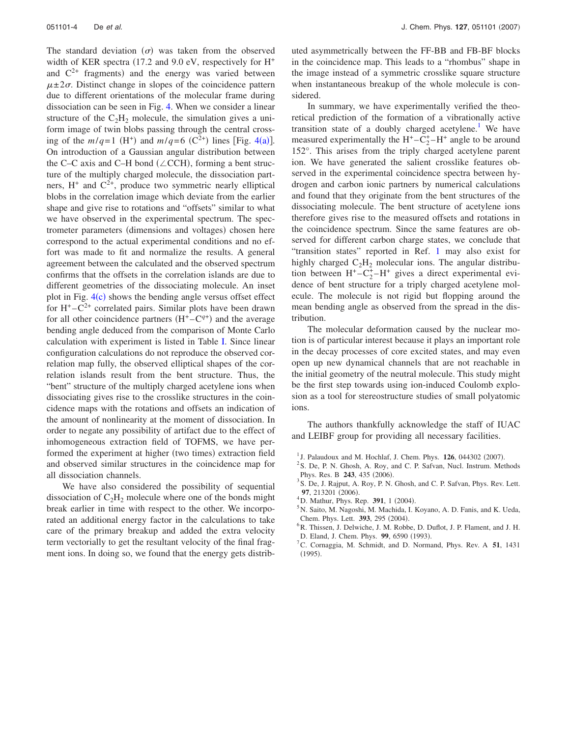The standard deviation ($\sigma$) was taken from the observed width of KER spectra (17.2 and 9.0 eV, respectively for $H^+$ and $C^{2+}$ fragments) and the energy was varied between $\mu \pm 2\sigma$. Distinct change in slopes of the coincidence pattern due to different orientations of the molecular frame during dissociation can be seen in Fig. 4. When we consider a linear structure of the $C_2H_2$ molecule, the simulation gives a uniform image of twin blobs passing through the central crossing of the $m/q=1$ ($H^+$) and $m/q=6$ ($C^{2+}$) lines [Fig. 4(a)]. On introduction of a Gaussian angular distribution between the C–C axis and C–H bond (∠CCH), forming a bent structure of the multiply charged molecule, the dissociation partners, $H^+$ and $C^{2+}$, produce two symmetric nearly elliptical blobs in the correlation image which deviate from the earlier shape and give rise to rotations and "offsets" similar to what we have observed in the experimental spectrum. The spectrometer parameters (dimensions and voltages) chosen here correspond to the actual experimental conditions and no effort was made to fit and normalize the results. A general agreement between the calculated and the observed spectrum confirms that the offsets in the correlation islands are due to different geometries of the dissociating molecule. An inset plot in Fig. 4(c) shows the bending angle versus offset effect for $H^+$–$C^{2+}$ correlated pairs. Similar plots have been drawn for all other coincidence partners ($H^+$–$C^{q+}$) and the average bending angle deduced from the comparison of Monte Carlo calculation with experiment is listed in Table I. Since linear configuration calculations do not reproduce the observed correlation map fully, the observed elliptical shapes of the correlation islands result from the bent structure. Thus, the "bent" structure of the multiply charged acetylene ions when dissociating gives rise to the crosslike structures in the coincidence maps with the rotations and offsets an indication of the amount of nonlinearity at the moment of dissociation. In order to negate any possibility of artifact due to the effect of inhomogeneous extraction field of TOFMS, we have performed the experiment at higher (two times) extraction field and observed similar structures in the coincidence map for all dissociation channels.

We have also considered the possibility of sequential dissociation of $C_2H_2$ molecule where one of the bonds might break earlier in time with respect to the other. We incorporated an additional energy factor in the calculations to take care of the primary breakup and added the extra velocity term vectorially to get the resultant velocity of the final fragment ions. In doing so, we found that the energy gets distributed asymmetrically between the FF-BB and FB-BF blocks in the coincidence map. This leads to a "rhombus" shape in the image instead of a symmetric crosslike square structure when instantaneous breakup of the whole molecule is considered.

In summary, we have experimentally verified the theoretical prediction of the formation of a vibrationally active transition state of a doubly charged acetylene.[1] We have measured experimentally the $H^+$–$C_2^+$–$H^+$ angle to be around 152°. This arises from the triply charged acetylene parent ion. We have generated the salient crosslike features observed in the experimental coincidence spectra between hydrogen and carbon ionic partners by numerical calculations and found that they originate from the bent structures of the dissociating molecule. The bent structure of acetylene ions therefore gives rise to the measured offsets and rotations in the coincidence spectrum. Since the same features are observed for different carbon charge states, we conclude that "transition states" reported in Ref. 1 may also exist for highly charged $C_2H_2$ molecular ions. The angular distribution between $H^+$–$C_2^+$–$H^+$ gives a direct experimental evidence of bent structure for a triply charged acetylene molecule. The molecule is not rigid but flopping around the mean bending angle as observed from the spread in the distribution.

The molecular deformation caused by the nuclear motion is of particular interest because it plays an important role in the decay processes of core excited states, and may even open up new dynamical channels that are not reachable in the initial geometry of the neutral molecule. This study might be the first step towards using ion-induced Coulomb explosion as a tool for stereostructure studies of small polyatomic ions.

The authors thankfully acknowledge the staff of IUAC and LEIBF group for providing all necessary facilities.

[1] J. Palaudoux and M. Hochlaf, J. Chem. Phys. **126**, 044302 (2007).
[2] S. De, P. N. Ghosh, A. Roy, and C. P. Safvan, Nucl. Instrum. Methods Phys. Res. B **243**, 435 (2006).
[3] S. De, J. Rajput, A. Roy, P. N. Ghosh, and C. P. Safvan, Phys. Rev. Lett. **97**, 213201 (2006).
[4] D. Mathur, Phys. Rep. **391**, 1 (2004).
[5] N. Saito, M. Nagoshi, M. Machida, I. Koyano, A. D. Fanis, and K. Ueda, Chem. Phys. Lett. **393**, 295 (2004).
[6] R. Thissen, J. Delwiche, J. M. Robbe, D. Duflot, J. P. Flament, and J. H. D. Eland, J. Chem. Phys. **99**, 6590 (1993).
[7] C. Cornaggia, M. Schmidt, and D. Normand, Phys. Rev. A **51**, 1431 (1995).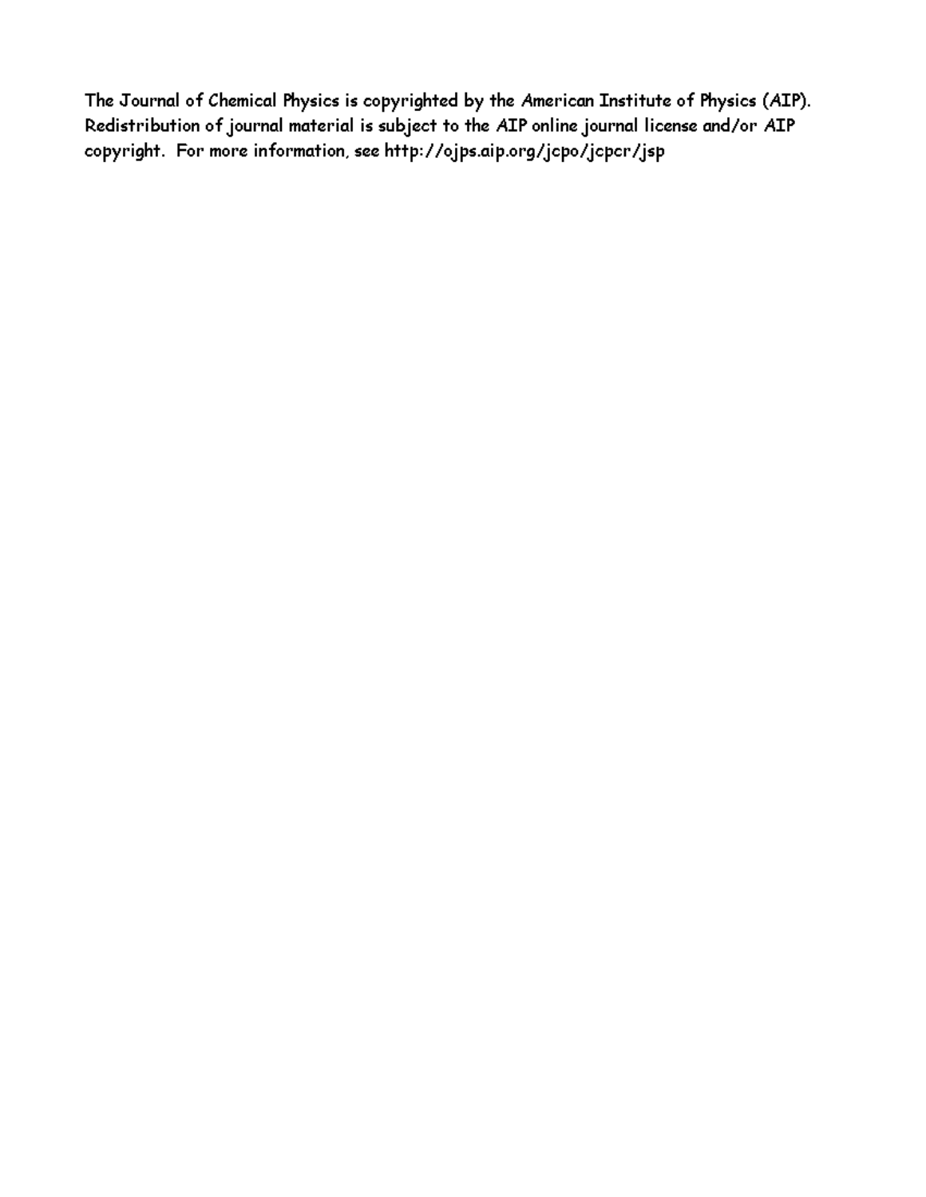The Journal of Chemical Physics is copyrighted by the American Institute of Physics (AIP). Redistribution of journal material is subject to the AIP online journal license and/or AIP copyright. For more information, see http://ojps.aip.org/jcpo/jcpcr/jsp